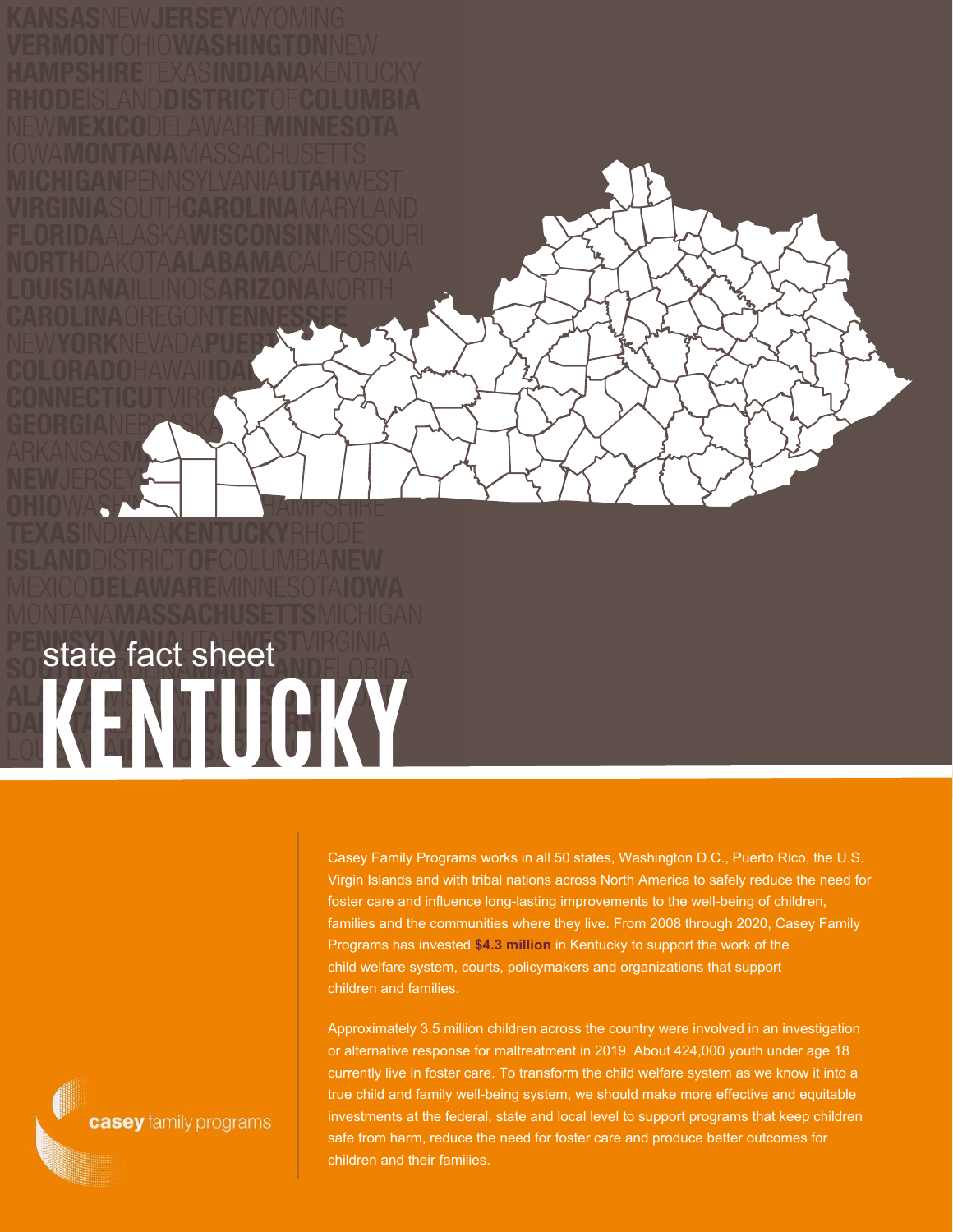state fact sheet

# KENTUCKY

Casey Family Programs works in all 50 states, Washington D.C., Puerto Rico, the U.S. Virgin Islands and with tribal nations across North America to safely reduce the need for foster care and influence long-lasting improvements to the well-being of children, families and the communities where they live. From 2008 through 2020, Casey Family Programs has invested **$4.3 million** in Kentucky to support the work of the child welfare system, courts, policymakers and organizations that support children and families.

Approximately 3.5 million children across the country were involved in an investigation or alternative response for maltreatment in 2019. About 424,000 youth under age 18 currently live in foster care. To transform the child welfare system as we know it into a true child and family well-being system, we should make more effective and equitable investments at the federal, state and local level to support programs that keep children safe from harm, reduce the need for foster care and produce better outcomes for children and their families.

casey family programs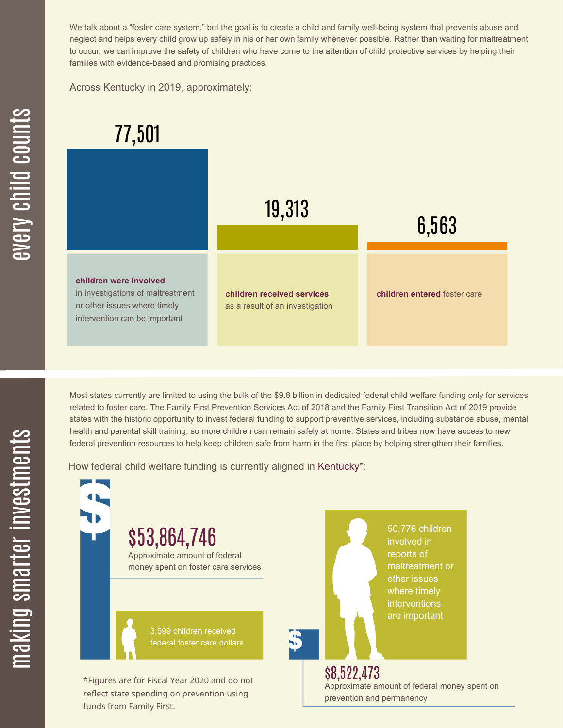## every child counts

We talk about a "foster care system," but the goal is to create a child and family well-being system that prevents abuse and neglect and helps every child grow up safely in his or her own family whenever possible. Rather than waiting for maltreatment to occur, we can improve the safety of children who have come to the attention of child protective services by helping their families with evidence-based and promising practices.

Across Kentucky in 2019, approximately:

**77,501**

**children were involved** in investigations of maltreatment or other issues where timely intervention can be important

**19,313**

**children received services** as a result of an investigation

**6,563**

**children entered** foster care

## making smarter investments

Most states currently are limited to using the bulk of the $9.8 billion in dedicated federal child welfare funding only for services related to foster care. The Family First Prevention Services Act of 2018 and the Family First Transition Act of 2019 provide states with the historic opportunity to invest federal funding to support preventive services, including substance abuse, mental health and parental skill training, so more children can remain safely at home. States and tribes now have access to new federal prevention resources to help keep children safe from harm in the first place by helping strengthen their families.

How federal child welfare funding is currently aligned in Kentucky*:

**$53,864,746**

Approximate amount of federal money spent on foster care services

3,599 children received federal foster care dollars

50,776 children involved in reports of maltreatment or other issues where timely interventions are important

**$8,522,473**

Approximate amount of federal money spent on prevention and permanency

*Figures are for Fiscal Year 2020 and do not reflect state spending on prevention using funds from Family First.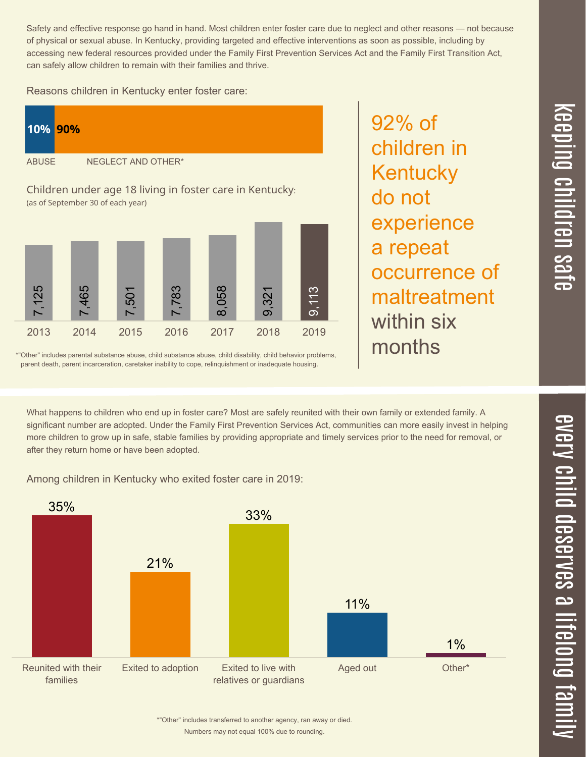## keeping children safe

Safety and effective response go hand in hand. Most children enter foster care due to neglect and other reasons — not because of physical or sexual abuse. In Kentucky, providing targeted and effective interventions as soon as possible, including by accessing new federal resources provided under the Family First Prevention Services Act and the Family First Transition Act, can safely allow children to remain with their families and thrive.

Reasons children in Kentucky enter foster care:

| ABUSE | NEGLECT AND OTHER* |
|---|---|
| 10% | 90% |

Children under age 18 living in foster care in Kentucky:
(as of September 30 of each year)

| 2013 | 2014 | 2015 | 2016 | 2017 | 2018 | 2019 |
|---|---|---|---|---|---|---|
| 7,125 | 7,465 | 7,501 | 7,783 | 8,058 | 9,321 | 9,113 |

*"Other" includes parental substance abuse, child substance abuse, child disability, child behavior problems, parent death, parent incarceration, caretaker inability to cope, relinquishment or inadequate housing.

**92% of children in Kentucky do not experience a repeat occurrence of maltreatment within six months**

## every child deserves a lifelong family

What happens to children who end up in foster care? Most are safely reunited with their own family or extended family. A significant number are adopted. Under the Family First Prevention Services Act, communities can more easily invest in helping more children to grow up in safe, stable families by providing appropriate and timely services prior to the need for removal, or after they return home or have been adopted.

Among children in Kentucky who exited foster care in 2019:

| Reunited with their families | Exited to adoption | Exited to live with relatives or guardians | Aged out | Other* |
|---|---|---|---|---|
| 35% | 21% | 33% | 11% | 1% |

*"Other" includes transferred to another agency, ran away or died.
Numbers may not equal 100% due to rounding.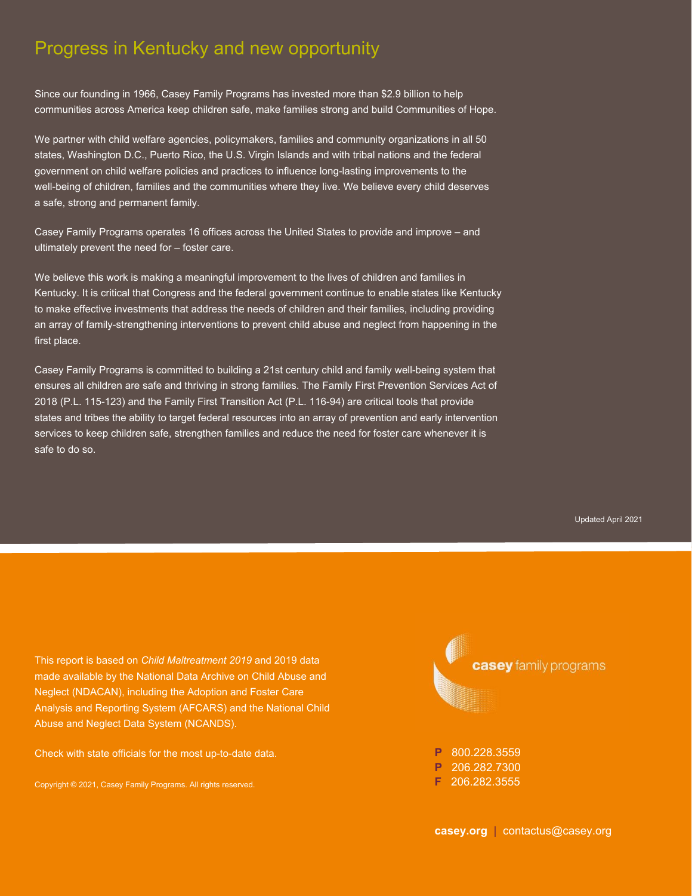# Progress in Kentucky and new opportunity

Since our founding in 1966, Casey Family Programs has invested more than $2.9 billion to help communities across America keep children safe, make families strong and build Communities of Hope.

We partner with child welfare agencies, policymakers, families and community organizations in all 50 states, Washington D.C., Puerto Rico, the U.S. Virgin Islands and with tribal nations and the federal government on child welfare policies and practices to influence long-lasting improvements to the well-being of children, families and the communities where they live. We believe every child deserves a safe, strong and permanent family.

Casey Family Programs operates 16 offices across the United States to provide and improve – and ultimately prevent the need for – foster care.

We believe this work is making a meaningful improvement to the lives of children and families in Kentucky. It is critical that Congress and the federal government continue to enable states like Kentucky to make effective investments that address the needs of children and their families, including providing an array of family-strengthening interventions to prevent child abuse and neglect from happening in the first place.

Casey Family Programs is committed to building a 21st century child and family well-being system that ensures all children are safe and thriving in strong families. The Family First Prevention Services Act of 2018 (P.L. 115-123) and the Family First Transition Act (P.L. 116-94) are critical tools that provide states and tribes the ability to target federal resources into an array of prevention and early intervention services to keep children safe, strengthen families and reduce the need for foster care whenever it is safe to do so.

Updated April 2021

This report is based on *Child Maltreatment 2019* and 2019 data made available by the National Data Archive on Child Abuse and Neglect (NDACAN), including the Adoption and Foster Care Analysis and Reporting System (AFCARS) and the National Child Abuse and Neglect Data System (NCANDS).

Check with state officials for the most up-to-date data.

Copyright © 2021, Casey Family Programs. All rights reserved.

**casey** family programs

**P** 800.228.3559
**P** 206.282.7300
**F** 206.282.3555

**casey.org** | contactus@casey.org